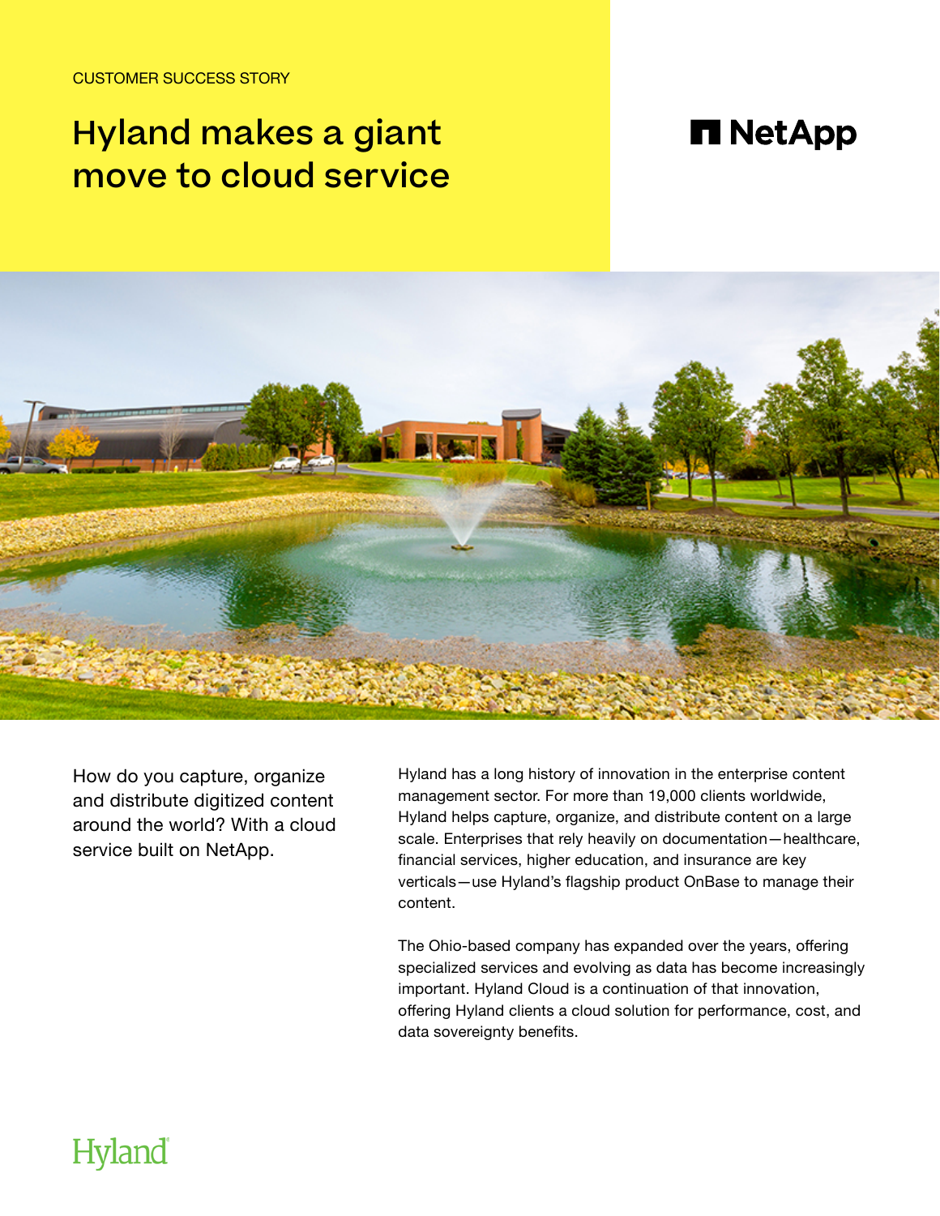CUSTOMER SUCCESS STORY

# Hyland makes a giant move to cloud service

NetApp

How do you capture, organize and distribute digitized content around the world? With a cloud service built on NetApp.

Hyland has a long history of innovation in the enterprise content management sector. For more than 19,000 clients worldwide, Hyland helps capture, organize, and distribute content on a large scale. Enterprises that rely heavily on documentation—healthcare, financial services, higher education, and insurance are key verticals—use Hyland's flagship product OnBase to manage their content.

The Ohio-based company has expanded over the years, offering specialized services and evolving as data has become increasingly important. Hyland Cloud is a continuation of that innovation, offering Hyland clients a cloud solution for performance, cost, and data sovereignty benefits.

Hyland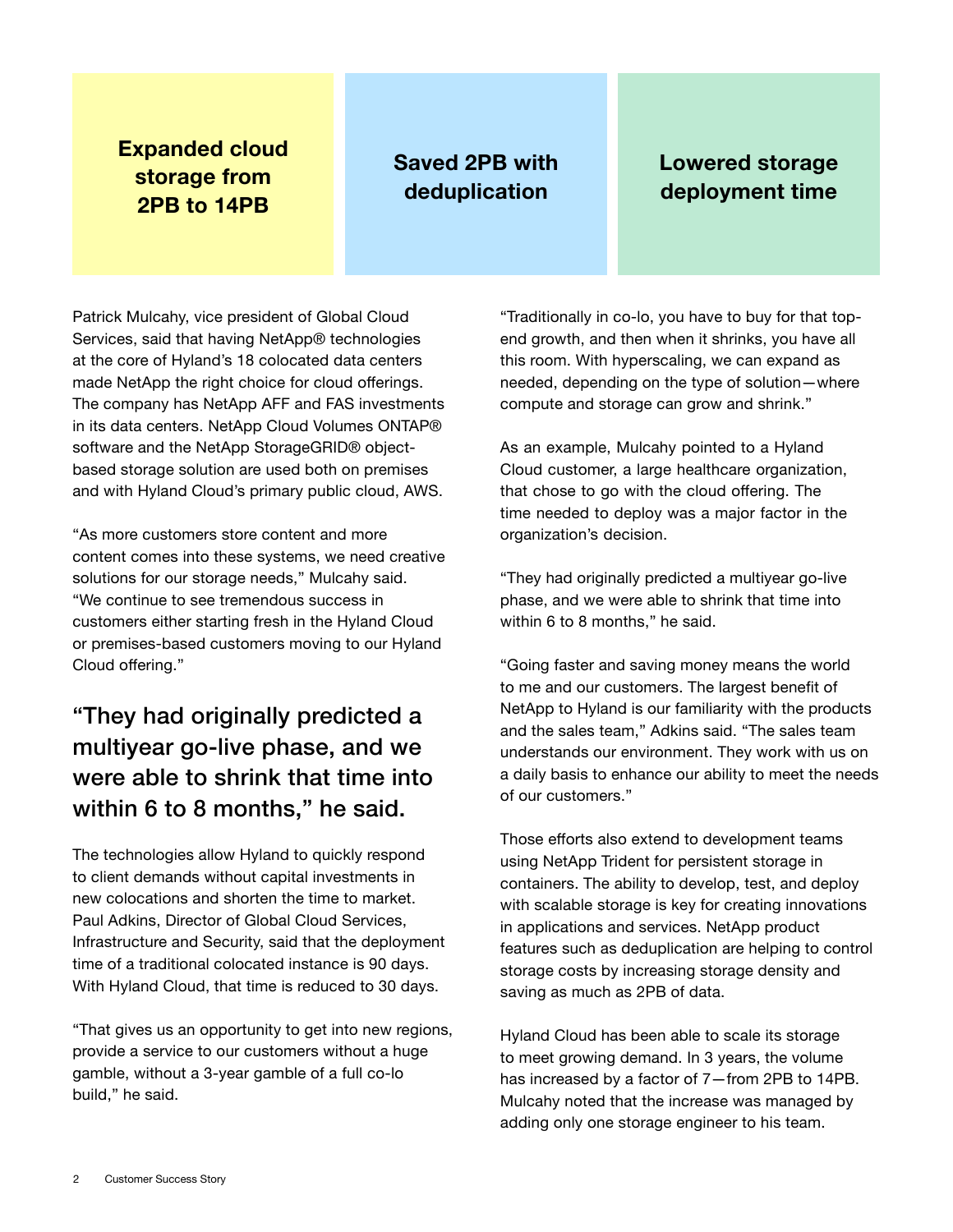**Expanded cloud storage from 2PB to 14PB**

**Saved 2PB with deduplication**

**Lowered storage deployment time**

Patrick Mulcahy, vice president of Global Cloud Services, said that having NetApp® technologies at the core of Hyland's 18 colocated data centers made NetApp the right choice for cloud offerings. The company has NetApp AFF and FAS investments in its data centers. NetApp Cloud Volumes ONTAP® software and the NetApp StorageGRID® object-based storage solution are used both on premises and with Hyland Cloud's primary public cloud, AWS.

"As more customers store content and more content comes into these systems, we need creative solutions for our storage needs," Mulcahy said. "We continue to see tremendous success in customers either starting fresh in the Hyland Cloud or premises-based customers moving to our Hyland Cloud offering."

## "They had originally predicted a multiyear go-live phase, and we were able to shrink that time into within 6 to 8 months," he said.

The technologies allow Hyland to quickly respond to client demands without capital investments in new colocations and shorten the time to market. Paul Adkins, Director of Global Cloud Services, Infrastructure and Security, said that the deployment time of a traditional colocated instance is 90 days. With Hyland Cloud, that time is reduced to 30 days.

"That gives us an opportunity to get into new regions, provide a service to our customers without a huge gamble, without a 3-year gamble of a full co-lo build," he said.

"Traditionally in co-lo, you have to buy for that top-end growth, and then when it shrinks, you have all this room. With hyperscaling, we can expand as needed, depending on the type of solution—where compute and storage can grow and shrink."

As an example, Mulcahy pointed to a Hyland Cloud customer, a large healthcare organization, that chose to go with the cloud offering. The time needed to deploy was a major factor in the organization's decision.

"They had originally predicted a multiyear go-live phase, and we were able to shrink that time into within 6 to 8 months," he said.

"Going faster and saving money means the world to me and our customers. The largest benefit of NetApp to Hyland is our familiarity with the products and the sales team," Adkins said. "The sales team understands our environment. They work with us on a daily basis to enhance our ability to meet the needs of our customers."

Those efforts also extend to development teams using NetApp Trident for persistent storage in containers. The ability to develop, test, and deploy with scalable storage is key for creating innovations in applications and services. NetApp product features such as deduplication are helping to control storage costs by increasing storage density and saving as much as 2PB of data.

Hyland Cloud has been able to scale its storage to meet growing demand. In 3 years, the volume has increased by a factor of 7—from 2PB to 14PB. Mulcahy noted that the increase was managed by adding only one storage engineer to his team.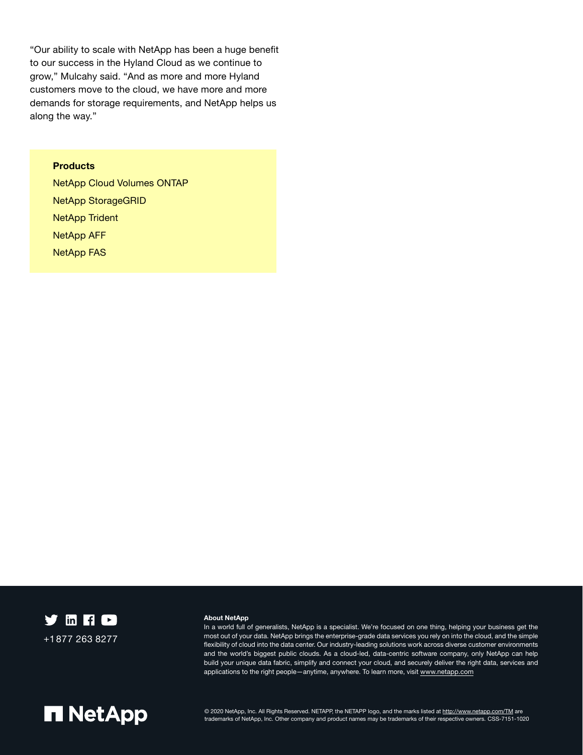"Our ability to scale with NetApp has been a huge benefit to our success in the Hyland Cloud as we continue to grow," Mulcahy said. "And as more and more Hyland customers move to the cloud, we have more and more demands for storage requirements, and NetApp helps us along the way."

**Products**

NetApp Cloud Volumes ONTAP

NetApp StorageGRID

NetApp Trident

NetApp AFF

NetApp FAS

+1 877 263 8277

**About NetApp**

In a world full of generalists, NetApp is a specialist. We're focused on one thing, helping your business get the most out of your data. NetApp brings the enterprise-grade data services you rely on into the cloud, and the simple flexibility of cloud into the data center. Our industry-leading solutions work across diverse customer environments and the world's biggest public clouds. As a cloud-led, data-centric software company, only NetApp can help build your unique data fabric, simplify and connect your cloud, and securely deliver the right data, services and applications to the right people—anytime, anywhere. To learn more, visit www.netapp.com

NetApp

© 2020 NetApp, Inc. All Rights Reserved. NETAPP, the NETAPP logo, and the marks listed at http://www.netapp.com/TM are trademarks of NetApp, Inc. Other company and product names may be trademarks of their respective owners. CSS-7151-1020